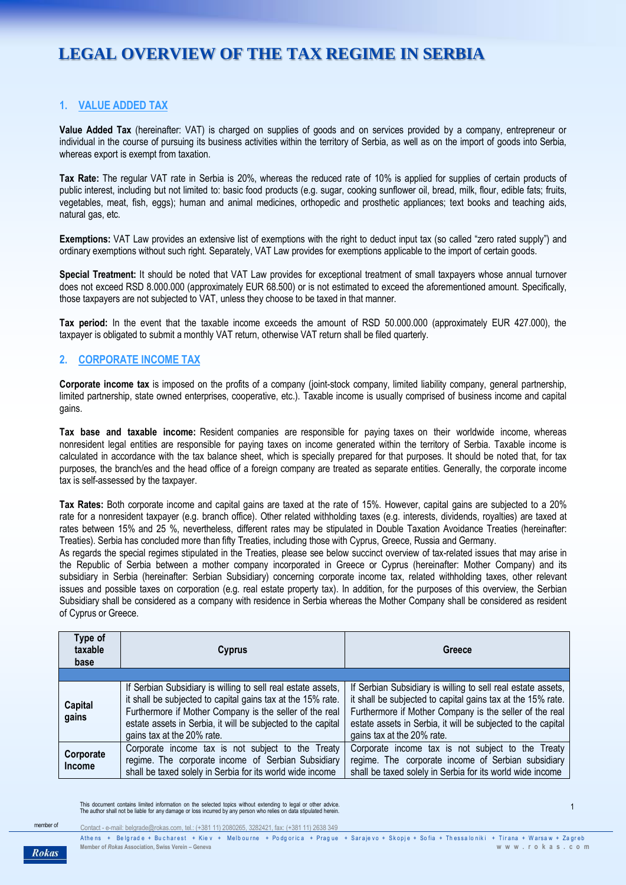# LEGAL OVERVIEW OF THE TAX REGIME IN SERBIA

## 1. VALUE ADDED TAX

**Value Added Tax** (hereinafter: VAT) is charged on supplies of goods and on services provided by a company, entrepreneur or individual in the course of pursuing its business activities within the territory of Serbia, as well as on the import of goods into Serbia, whereas export is exempt from taxation.

**Tax Rate:** The regular VAT rate in Serbia is 20%, whereas the reduced rate of 10% is applied for supplies of certain products of public interest, including but not limited to: basic food products (e.g. sugar, cooking sunflower oil, bread, milk, flour, edible fats; fruits, vegetables, meat, fish, eggs); human and animal medicines, orthopedic and prosthetic appliances; text books and teaching aids, natural gas, etc.

**Exemptions:** VAT Law provides an extensive list of exemptions with the right to deduct input tax (so called "zero rated supply") and ordinary exemptions without such right. Separately, VAT Law provides for exemptions applicable to the import of certain goods.

**Special Treatment:** It should be noted that VAT Law provides for exceptional treatment of small taxpayers whose annual turnover does not exceed RSD 8.000.000 (approximately EUR 68.500) or is not estimated to exceed the aforementioned amount. Specifically, those taxpayers are not subjected to VAT, unless they choose to be taxed in that manner.

**Tax period:** In the event that the taxable income exceeds the amount of RSD 50.000.000 (approximately EUR 427.000), the taxpayer is obligated to submit a monthly VAT return, otherwise VAT return shall be filed quarterly.

## 2. CORPORATE INCOME TAX

**Corporate income tax** is imposed on the profits of a company (joint-stock company, limited liability company, general partnership, limited partnership, state owned enterprises, cooperative, etc.). Taxable income is usually comprised of business income and capital gains.

**Tax base and taxable income:** Resident companies are responsible for paying taxes on their worldwide income, whereas nonresident legal entities are responsible for paying taxes on income generated within the territory of Serbia. Taxable income is calculated in accordance with the tax balance sheet, which is specially prepared for that purposes. It should be noted that, for tax purposes, the branch/es and the head office of a foreign company are treated as separate entities. Generally, the corporate income tax is self-assessed by the taxpayer.

**Tax Rates:** Both corporate income and capital gains are taxed at the rate of 15%. However, capital gains are subjected to a 20% rate for a nonresident taxpayer (e.g. branch office). Other related withholding taxes (e.g. interests, dividends, royalties) are taxed at rates between 15% and 25 %, nevertheless, different rates may be stipulated in Double Taxation Avoidance Treaties (hereinafter: Treaties). Serbia has concluded more than fifty Treaties, including those with Cyprus, Greece, Russia and Germany.
As regards the special regimes stipulated in the Treaties, please see below succinct overview of tax-related issues that may arise in the Republic of Serbia between a mother company incorporated in Greece or Cyprus (hereinafter: Mother Company) and its subsidiary in Serbia (hereinafter: Serbian Subsidiary) concerning corporate income tax, related withholding taxes, other relevant issues and possible taxes on corporation (e.g. real estate property tax). In addition, for the purposes of this overview, the Serbian Subsidiary shall be considered as a company with residence in Serbia whereas the Mother Company shall be considered as resident of Cyprus or Greece.

| Type of taxable base | Cyprus | Greece |
|---|---|---|
| | | |
| **Capital gains** | If Serbian Subsidiary is willing to sell real estate assets, it shall be subjected to capital gains tax at the 15% rate. Furthermore if Mother Company is the seller of the real estate assets in Serbia, it will be subjected to the capital gains tax at the 20% rate. | If Serbian Subsidiary is willing to sell real estate assets, it shall be subjected to capital gains tax at the 15% rate. Furthermore if Mother Company is the seller of the real estate assets in Serbia, it will be subjected to the capital gains tax at the 20% rate. |
| **Corporate Income** | Corporate income tax is not subject to the Treaty regime. The corporate income of Serbian Subsidiary shall be taxed solely in Serbia for its world wide income | Corporate income tax is not subject to the Treaty regime. The corporate income of Serbian subsidiary shall be taxed solely in Serbia for its world wide income |

This document contains limited information on the selected topics without extending to legal or other advice. The author shall not be liable for any damage or loss incurred by any person who relies on data stipulated herein.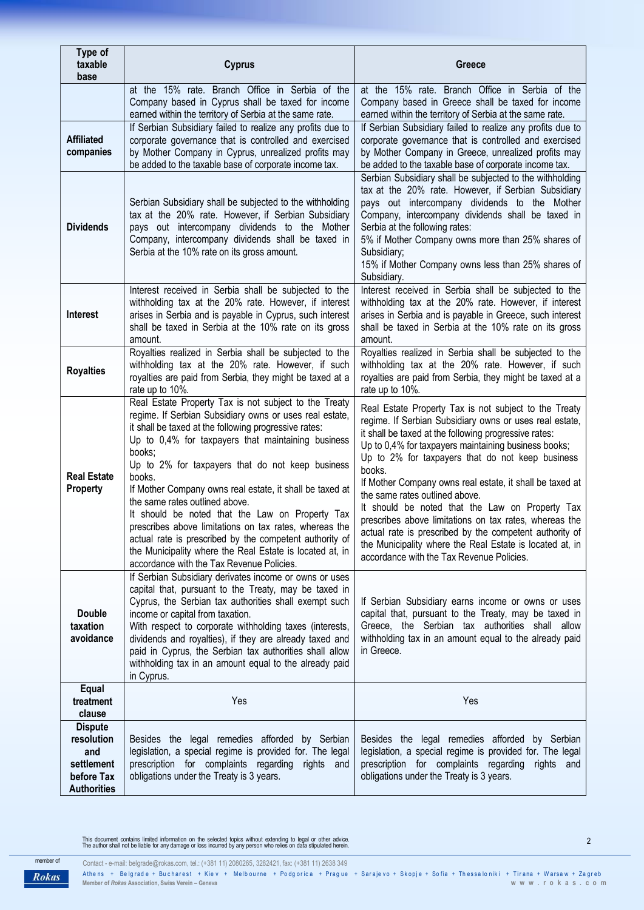| Type of taxable base | Cyprus | Greece |
|---|---|---|
| | at the 15% rate. Branch Office in Serbia of the Company based in Cyprus shall be taxed for income earned within the territory of Serbia at the same rate. | at the 15% rate. Branch Office in Serbia of the Company based in Greece shall be taxed for income earned within the territory of Serbia at the same rate. |
| **Affiliated companies** | If Serbian Subsidiary failed to realize any profits due to corporate governance that is controlled and exercised by Mother Company in Cyprus, unrealized profits may be added to the taxable base of corporate income tax. | If Serbian Subsidiary failed to realize any profits due to corporate governance that is controlled and exercised by Mother Company in Greece, unrealized profits may be added to the taxable base of corporate income tax. |
| **Dividends** | Serbian Subsidiary shall be subjected to the withholding tax at the 20% rate. However, if Serbian Subsidiary pays out intercompany dividends to the Mother Company, intercompany dividends shall be taxed in Serbia at the 10% rate on its gross amount. | Serbian Subsidiary shall be subjected to the withholding tax at the 20% rate. However, if Serbian Subsidiary pays out intercompany dividends to the Mother Company, intercompany dividends shall be taxed in Serbia at the following rates:<br>5% if Mother Company owns more than 25% shares of Subsidiary;<br>15% if Mother Company owns less than 25% shares of Subsidiary. |
| **Interest** | Interest received in Serbia shall be subjected to the withholding tax at the 20% rate. However, if interest arises in Serbia and is payable in Cyprus, such interest shall be taxed in Serbia at the 10% rate on its gross amount. | Interest received in Serbia shall be subjected to the withholding tax at the 20% rate. However, if interest arises in Serbia and is payable in Greece, such interest shall be taxed in Serbia at the 10% rate on its gross amount. |
| **Royalties** | Royalties realized in Serbia shall be subjected to the withholding tax at the 20% rate. However, if such royalties are paid from Serbia, they might be taxed at a rate up to 10%. | Royalties realized in Serbia shall be subjected to the withholding tax at the 20% rate. However, if such royalties are paid from Serbia, they might be taxed at a rate up to 10%. |
| **Real Estate Property** | Real Estate Property Tax is not subject to the Treaty regime. If Serbian Subsidiary owns or uses real estate, it shall be taxed at the following progressive rates:<br>Up to 0,4% for taxpayers that maintaining business books;<br>Up to 2% for taxpayers that do not keep business books.<br>If Mother Company owns real estate, it shall be taxed at the same rates outlined above.<br>It should be noted that the Law on Property Tax prescribes above limitations on tax rates, whereas the actual rate is prescribed by the competent authority of the Municipality where the Real Estate is located at, in accordance with the Tax Revenue Policies. | Real Estate Property Tax is not subject to the Treaty regime. If Serbian Subsidiary owns or uses real estate, it shall be taxed at the following progressive rates:<br>Up to 0,4% for taxpayers maintaining business books;<br>Up to 2% for taxpayers that do not keep business books.<br>If Mother Company owns real estate, it shall be taxed at the same rates outlined above.<br>It should be noted that the Law on Property Tax prescribes above limitations on tax rates, whereas the actual rate is prescribed by the competent authority of the Municipality where the Real Estate is located at, in accordance with the Tax Revenue Policies. |
| **Double taxation avoidance** | If Serbian Subsidiary derivates income or owns or uses capital that, pursuant to the Treaty, may be taxed in Cyprus, the Serbian tax authorities shall exempt such income or capital from taxation.<br>With respect to corporate withholding taxes (interests, dividends and royalties), if they are already taxed and paid in Cyprus, the Serbian tax authorities shall allow withholding tax in an amount equal to the already paid in Cyprus. | If Serbian Subsidiary earns income or owns or uses capital that, pursuant to the Treaty, may be taxed in Greece, the Serbian tax authorities shall allow withholding tax in an amount equal to the already paid in Greece. |
| **Equal treatment clause** | Yes | Yes |
| **Dispute resolution and settlement before Tax Authorities** | Besides the legal remedies afforded by Serbian legislation, a special regime is provided for. The legal prescription for complaints regarding rights and obligations under the Treaty is 3 years. | Besides the legal remedies afforded by Serbian legislation, a special regime is provided for. The legal prescription for complaints regarding rights and obligations under the Treaty is 3 years. |

This document contains limited information on the selected topics without extending to legal or other advice.
The author shall not be liable for any damage or loss incurred by any person who relies on data stipulated herein.

member of *Rokas*

Contact - e-mail: belgrade@rokas.com, tel.: (+381 11) 2080265, 3282421, fax: (+381 11) 2638 349

Athens + Belgrade + Bucharest + Kiev + Melbourne + Podgorica + Prague + Sarajevo + Skopje + Sofia + Thessaloniki + Tirana + Warsaw + Zagreb

**Member of *Rokas* Association, Swiss Verein – Geneva**

www.rokas.com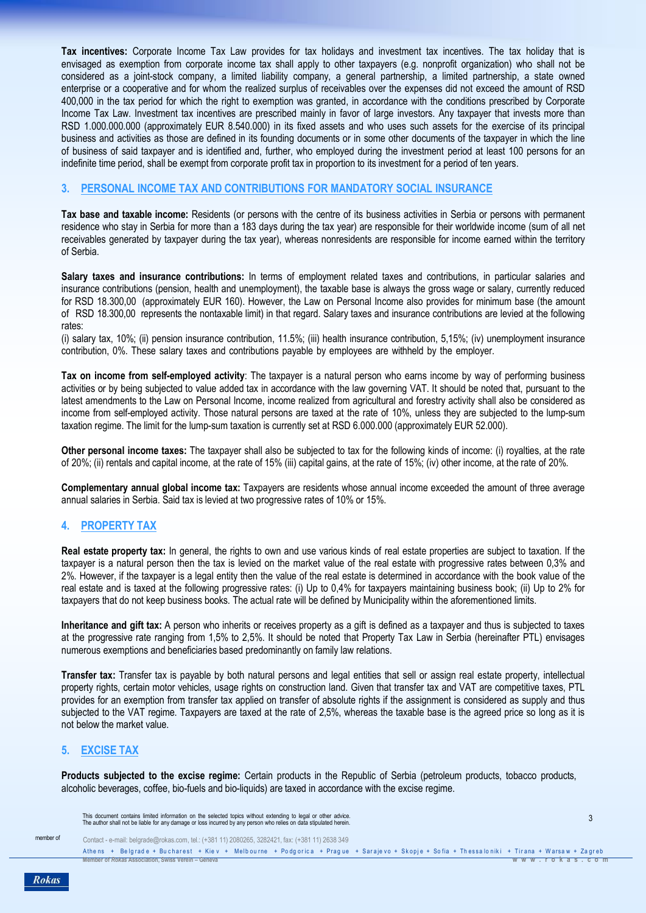**Tax incentives:** Corporate Income Tax Law provides for tax holidays and investment tax incentives. The tax holiday that is envisaged as exemption from corporate income tax shall apply to other taxpayers (e.g. nonprofit organization) who shall not be considered as a joint-stock company, a limited liability company, a general partnership, a limited partnership, a state owned enterprise or a cooperative and for whom the realized surplus of receivables over the expenses did not exceed the amount of RSD 400,000 in the tax period for which the right to exemption was granted, in accordance with the conditions prescribed by Corporate Income Tax Law. Investment tax incentives are prescribed mainly in favor of large investors. Any taxpayer that invests more than RSD 1.000.000.000 (approximately EUR 8.540.000) in its fixed assets and who uses such assets for the exercise of its principal business and activities as those are defined in its founding documents or in some other documents of the taxpayer in which the line of business of said taxpayer and is identified and, further, who employed during the investment period at least 100 persons for an indefinite time period, shall be exempt from corporate profit tax in proportion to its investment for a period of ten years.

## 3. PERSONAL INCOME TAX AND CONTRIBUTIONS FOR MANDATORY SOCIAL INSURANCE

**Tax base and taxable income:** Residents (or persons with the centre of its business activities in Serbia or persons with permanent residence who stay in Serbia for more than a 183 days during the tax year) are responsible for their worldwide income (sum of all net receivables generated by taxpayer during the tax year), whereas nonresidents are responsible for income earned within the territory of Serbia.

**Salary taxes and insurance contributions:** In terms of employment related taxes and contributions, in particular salaries and insurance contributions (pension, health and unemployment), the taxable base is always the gross wage or salary, currently reduced for RSD 18.300,00 (approximately EUR 160). However, the Law on Personal Income also provides for minimum base (the amount of RSD 18.300,00 represents the nontaxable limit) in that regard. Salary taxes and insurance contributions are levied at the following rates:
(i) salary tax, 10%; (ii) pension insurance contribution, 11.5%; (iii) health insurance contribution, 5,15%; (iv) unemployment insurance contribution, 0%. These salary taxes and contributions payable by employees are withheld by the employer.

**Tax on income from self-employed activity**: The taxpayer is a natural person who earns income by way of performing business activities or by being subjected to value added tax in accordance with the law governing VAT. It should be noted that, pursuant to the latest amendments to the Law on Personal Income, income realized from agricultural and forestry activity shall also be considered as income from self-employed activity. Those natural persons are taxed at the rate of 10%, unless they are subjected to the lump-sum taxation regime. The limit for the lump-sum taxation is currently set at RSD 6.000.000 (approximately EUR 52.000).

**Other personal income taxes:** The taxpayer shall also be subjected to tax for the following kinds of income: (i) royalties, at the rate of 20%; (ii) rentals and capital income, at the rate of 15% (iii) capital gains, at the rate of 15%; (iv) other income, at the rate of 20%.

**Complementary annual global income tax:** Taxpayers are residents whose annual income exceeded the amount of three average annual salaries in Serbia. Said tax is levied at two progressive rates of 10% or 15%.

## 4. PROPERTY TAX

**Real estate property tax:** In general, the rights to own and use various kinds of real estate properties are subject to taxation. If the taxpayer is a natural person then the tax is levied on the market value of the real estate with progressive rates between 0,3% and 2%. However, if the taxpayer is a legal entity then the value of the real estate is determined in accordance with the book value of the real estate and is taxed at the following progressive rates: (i) Up to 0,4% for taxpayers maintaining business book; (ii) Up to 2% for taxpayers that do not keep business books. The actual rate will be defined by Municipality within the aforementioned limits.

**Inheritance and gift tax:** A person who inherits or receives property as a gift is defined as a taxpayer and thus is subjected to taxes at the progressive rate ranging from 1,5% to 2,5%. It should be noted that Property Tax Law in Serbia (hereinafter PTL) envisages numerous exemptions and beneficiaries based predominantly on family law relations.

**Transfer tax:** Transfer tax is payable by both natural persons and legal entities that sell or assign real estate property, intellectual property rights, certain motor vehicles, usage rights on construction land. Given that transfer tax and VAT are competitive taxes, PTL provides for an exemption from transfer tax applied on transfer of absolute rights if the assignment is considered as supply and thus subjected to the VAT regime. Taxpayers are taxed at the rate of 2,5%, whereas the taxable base is the agreed price so long as it is not below the market value.

## 5. EXCISE TAX

**Products subjected to the excise regime:** Certain products in the Republic of Serbia (petroleum products, tobacco products, alcoholic beverages, coffee, bio-fuels and bio-liquids) are taxed in accordance with the excise regime.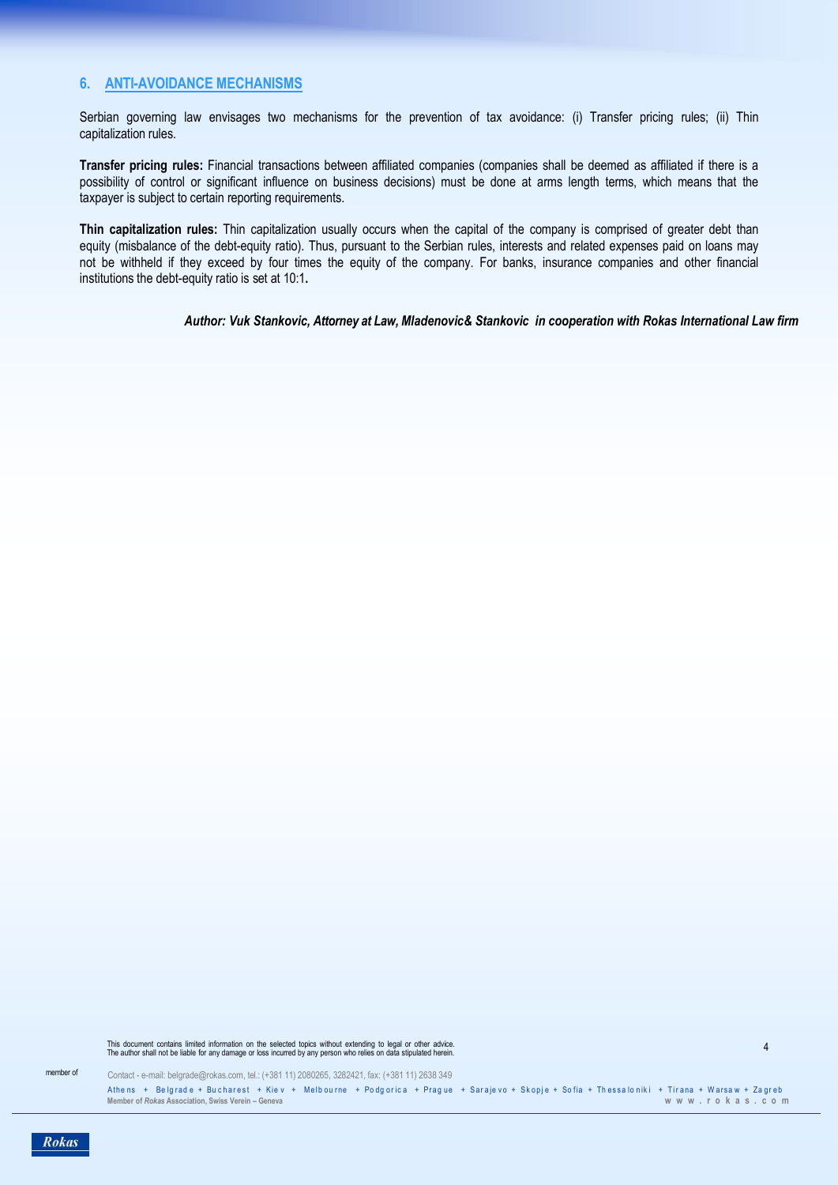## 6. ANTI-AVOIDANCE MECHANISMS

Serbian governing law envisages two mechanisms for the prevention of tax avoidance: (i) Transfer pricing rules; (ii) Thin capitalization rules.

**Transfer pricing rules:** Financial transactions between affiliated companies (companies shall be deemed as affiliated if there is a possibility of control or significant influence on business decisions) must be done at arms length terms, which means that the taxpayer is subject to certain reporting requirements.

**Thin capitalization rules:** Thin capitalization usually occurs when the capital of the company is comprised of greater debt than equity (misbalance of the debt-equity ratio). Thus, pursuant to the Serbian rules, interests and related expenses paid on loans may not be withheld if they exceed by four times the equity of the company. For banks, insurance companies and other financial institutions the debt-equity ratio is set at 10:1**.**

***Author: Vuk Stankovic, Attorney at Law, Mladenovic& Stankovic in cooperation with Rokas International Law firm***

This document contains limited information on the selected topics without extending to legal or other advice.
The author shall not be liable for any damage or loss incurred by any person who relies on data stipulated herein.

member of

Contact - e-mail: belgrade@rokas.com, tel.: (+381 11) 2080265, 3282421, fax: (+381 11) 2638 349

Athens + Belgrade + Bucharest + Kiev + Melbourne + Podgorica + Prague + Sarajevo + Skopje + Sofia + Thessaloniki + Tirana + Warsaw + Zagreb

**Member of *Rokas* Association, Swiss Verein – Geneva**

www.rokas.com

Rokas